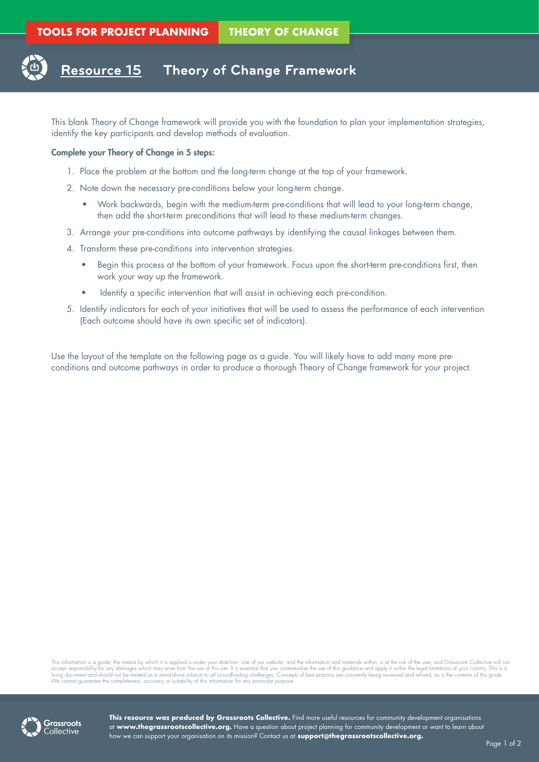TOOLS FOR PROJECT PLANNING | THEORY OF CHANGE

# Resource 15 Theory of Change Framework

This blank Theory of Change framework will provide you with the foundation to plan your implementation strategies, identify the key participants and develop methods of evaluation.

**Complete your Theory of Change in 5 steps:**

1. Place the problem at the bottom and the long-term change at the top of your framework.
2. Note down the necessary pre-conditions below your long-term change.
   - Work backwards, begin with the medium-term pre-conditions that will lead to your long-term change, then add the short-term preconditions that will lead to these medium-term changes.
3. Arrange your pre-conditions into outcome pathways by identifying the causal linkages between them.
4. Transform these pre-conditions into intervention strategies.
   - Begin this process at the bottom of your framework. Focus upon the short-term pre-conditions first, then work your way up the framework.
   - Identify a specific intervention that will assist in achieving each pre-condition.
5. Identify indicators for each of your initiatives that will be used to assess the performance of each intervention (Each outcome should have its own specific set of indicators).

Use the layout of the template on the following page as a guide. You will likely have to add many more pre-conditions and outcome pathways in order to produce a thorough Theory of Change framework for your project.

This information is a guide; the means by which it is applied is under your direction. Use of our website, and the information and materials within, is at the risk of the user, and Grassroots Collective will not accept responsibility for any damages which may arise from the use of this site. It is essential that you contextualise the use of this guidance and apply it within the legal limitations of your country. This is a living document and should not be treated as a stand-alone solution to all crowdfunding challenges. Concepts of best practice are constantly being reviewed and refined, as is the contents of this guide. We cannot guarantee the completeness, accuracy or suitability of this information for any particular purpose.

**This resource was produced by Grassroots Collective.** Find more useful resources for community development organisations at **www.thegrassrootscollective.org.** Have a question about project planning for community development or want to learn about how we can support your organisation on its mission? Contact us at **support@thegrassrootscollective.org.**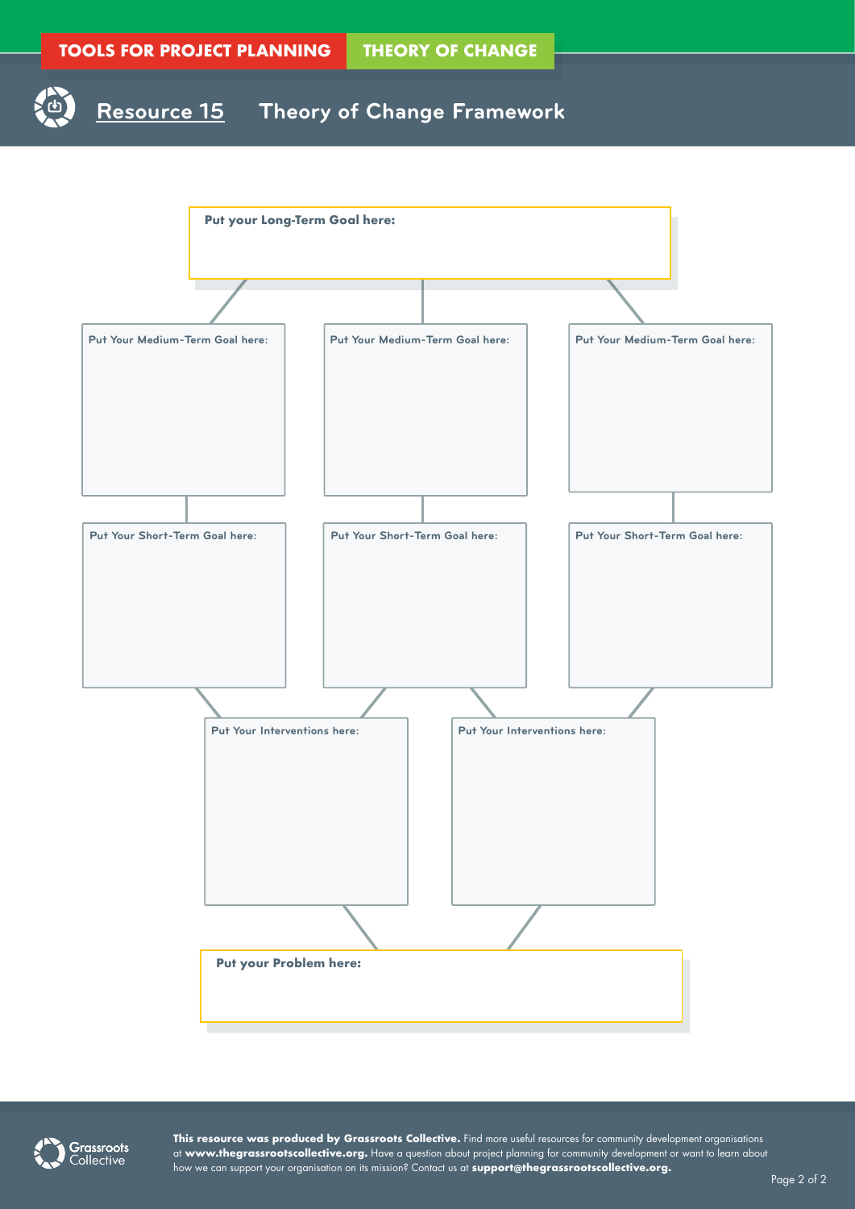TOOLS FOR PROJECT PLANNING | THEORY OF CHANGE

# Resource 15 Theory of Change Framework

**Put your Long-Term Goal here:**

Put Your Medium-Term Goal here:

Put Your Medium-Term Goal here:

Put Your Medium-Term Goal here:

Put Your Short-Term Goal here:

Put Your Short-Term Goal here:

Put Your Short-Term Goal here:

Put Your Interventions here:

Put Your Interventions here:

**Put your Problem here:**

**This resource was produced by Grassroots Collective.** Find more useful resources for community development organisations at **www.thegrassrootscollective.org.** Have a question about project planning for community development or want to learn about how we can support your organisation on its mission? Contact us at **support@thegrassrootscollective.org.**